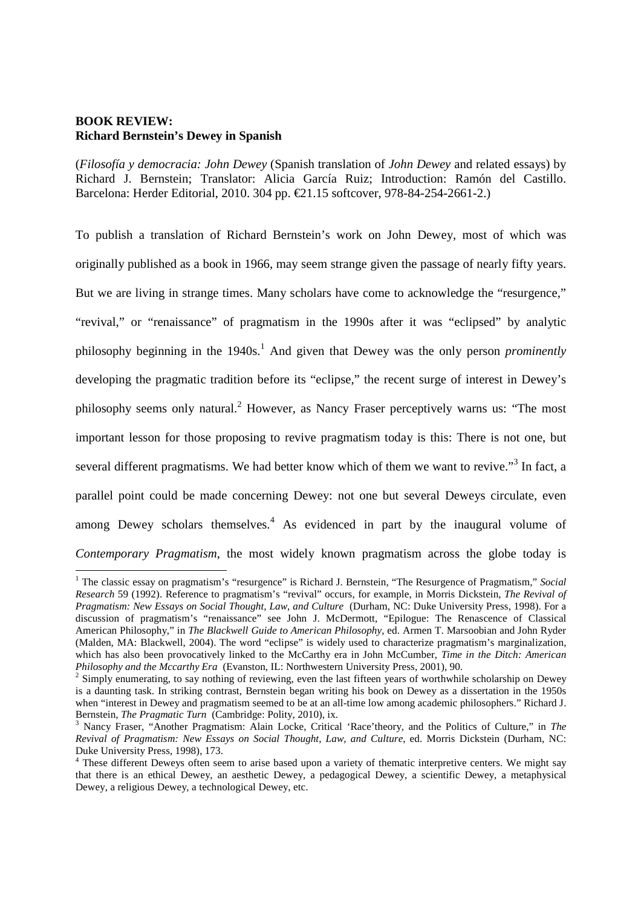**BOOK REVIEW:**
**Richard Bernstein's Dewey in Spanish**

(*Filosofía y democracia: John Dewey* (Spanish translation of *John Dewey* and related essays) by Richard J. Bernstein; Translator: Alicia García Ruiz; Introduction: Ramón del Castillo. Barcelona: Herder Editorial, 2010. 304 pp. €21.15 softcover, 978-84-254-2661-2.)

To publish a translation of Richard Bernstein's work on John Dewey, most of which was originally published as a book in 1966, may seem strange given the passage of nearly fifty years. But we are living in strange times. Many scholars have come to acknowledge the "resurgence," "revival," or "renaissance" of pragmatism in the 1990s after it was "eclipsed" by analytic philosophy beginning in the 1940s.[1] And given that Dewey was the only person *prominently* developing the pragmatic tradition before its "eclipse," the recent surge of interest in Dewey's philosophy seems only natural.[2] However, as Nancy Fraser perceptively warns us: "The most important lesson for those proposing to revive pragmatism today is this: There is not one, but several different pragmatisms. We had better know which of them we want to revive."[3] In fact, a parallel point could be made concerning Dewey: not one but several Deweys circulate, even among Dewey scholars themselves.[4] As evidenced in part by the inaugural volume of *Contemporary Pragmatism*, the most widely known pragmatism across the globe today is

---

[1] The classic essay on pragmatism's "resurgence" is Richard J. Bernstein, "The Resurgence of Pragmatism," *Social Research* 59 (1992). Reference to pragmatism's "revival" occurs, for example, in Morris Dickstein, *The Revival of Pragmatism: New Essays on Social Thought, Law, and Culture* (Durham, NC: Duke University Press, 1998). For a discussion of pragmatism's "renaissance" see John J. McDermott, "Epilogue: The Renascence of Classical American Philosophy," in *The Blackwell Guide to American Philosophy*, ed. Armen T. Marsoobian and John Ryder (Malden, MA: Blackwell, 2004). The word "eclipse" is widely used to characterize pragmatism's marginalization, which has also been provocatively linked to the McCarthy era in John McCumber, *Time in the Ditch: American Philosophy and the Mccarthy Era* (Evanston, IL: Northwestern University Press, 2001), 90.

[2] Simply enumerating, to say nothing of reviewing, even the last fifteen years of worthwhile scholarship on Dewey is a daunting task. In striking contrast, Bernstein began writing his book on Dewey as a dissertation in the 1950s when "interest in Dewey and pragmatism seemed to be at an all-time low among academic philosophers." Richard J. Bernstein, *The Pragmatic Turn* (Cambridge: Polity, 2010), ix.

[3] Nancy Fraser, "Another Pragmatism: Alain Locke, Critical 'Race'theory, and the Politics of Culture," in *The Revival of Pragmatism: New Essays on Social Thought, Law, and Culture*, ed. Morris Dickstein (Durham, NC: Duke University Press, 1998), 173.

[4] These different Deweys often seem to arise based upon a variety of thematic interpretive centers. We might say that there is an ethical Dewey, an aesthetic Dewey, a pedagogical Dewey, a scientific Dewey, a metaphysical Dewey, a religious Dewey, a technological Dewey, etc.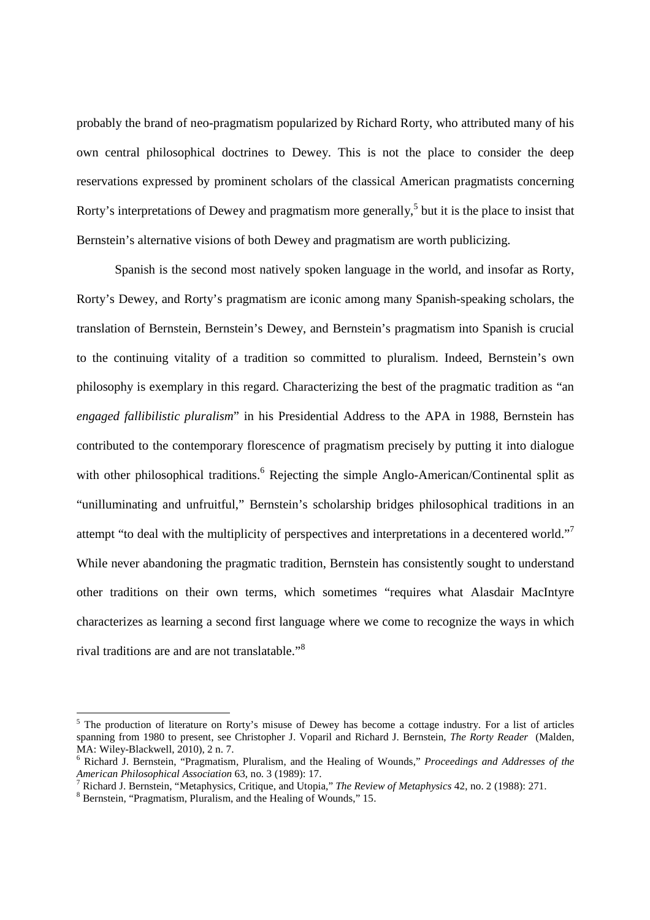probably the brand of neo-pragmatism popularized by Richard Rorty, who attributed many of his own central philosophical doctrines to Dewey. This is not the place to consider the deep reservations expressed by prominent scholars of the classical American pragmatists concerning Rorty's interpretations of Dewey and pragmatism more generally,[5] but it is the place to insist that Bernstein's alternative visions of both Dewey and pragmatism are worth publicizing.

Spanish is the second most natively spoken language in the world, and insofar as Rorty, Rorty's Dewey, and Rorty's pragmatism are iconic among many Spanish-speaking scholars, the translation of Bernstein, Bernstein's Dewey, and Bernstein's pragmatism into Spanish is crucial to the continuing vitality of a tradition so committed to pluralism. Indeed, Bernstein's own philosophy is exemplary in this regard. Characterizing the best of the pragmatic tradition as "an *engaged fallibilistic pluralism*" in his Presidential Address to the APA in 1988, Bernstein has contributed to the contemporary florescence of pragmatism precisely by putting it into dialogue with other philosophical traditions.[6] Rejecting the simple Anglo-American/Continental split as "unilluminating and unfruitful," Bernstein's scholarship bridges philosophical traditions in an attempt "to deal with the multiplicity of perspectives and interpretations in a decentered world."[7] While never abandoning the pragmatic tradition, Bernstein has consistently sought to understand other traditions on their own terms, which sometimes "requires what Alasdair MacIntyre characterizes as learning a second first language where we come to recognize the ways in which rival traditions are and are not translatable."[8]

---

[5] The production of literature on Rorty's misuse of Dewey has become a cottage industry. For a list of articles spanning from 1980 to present, see Christopher J. Voparil and Richard J. Bernstein, *The Rorty Reader* (Malden, MA: Wiley-Blackwell, 2010), 2 n. 7.

[6] Richard J. Bernstein, "Pragmatism, Pluralism, and the Healing of Wounds," *Proceedings and Addresses of the American Philosophical Association* 63, no. 3 (1989): 17.

[7] Richard J. Bernstein, "Metaphysics, Critique, and Utopia," *The Review of Metaphysics* 42, no. 2 (1988): 271.

[8] Bernstein, "Pragmatism, Pluralism, and the Healing of Wounds," 15.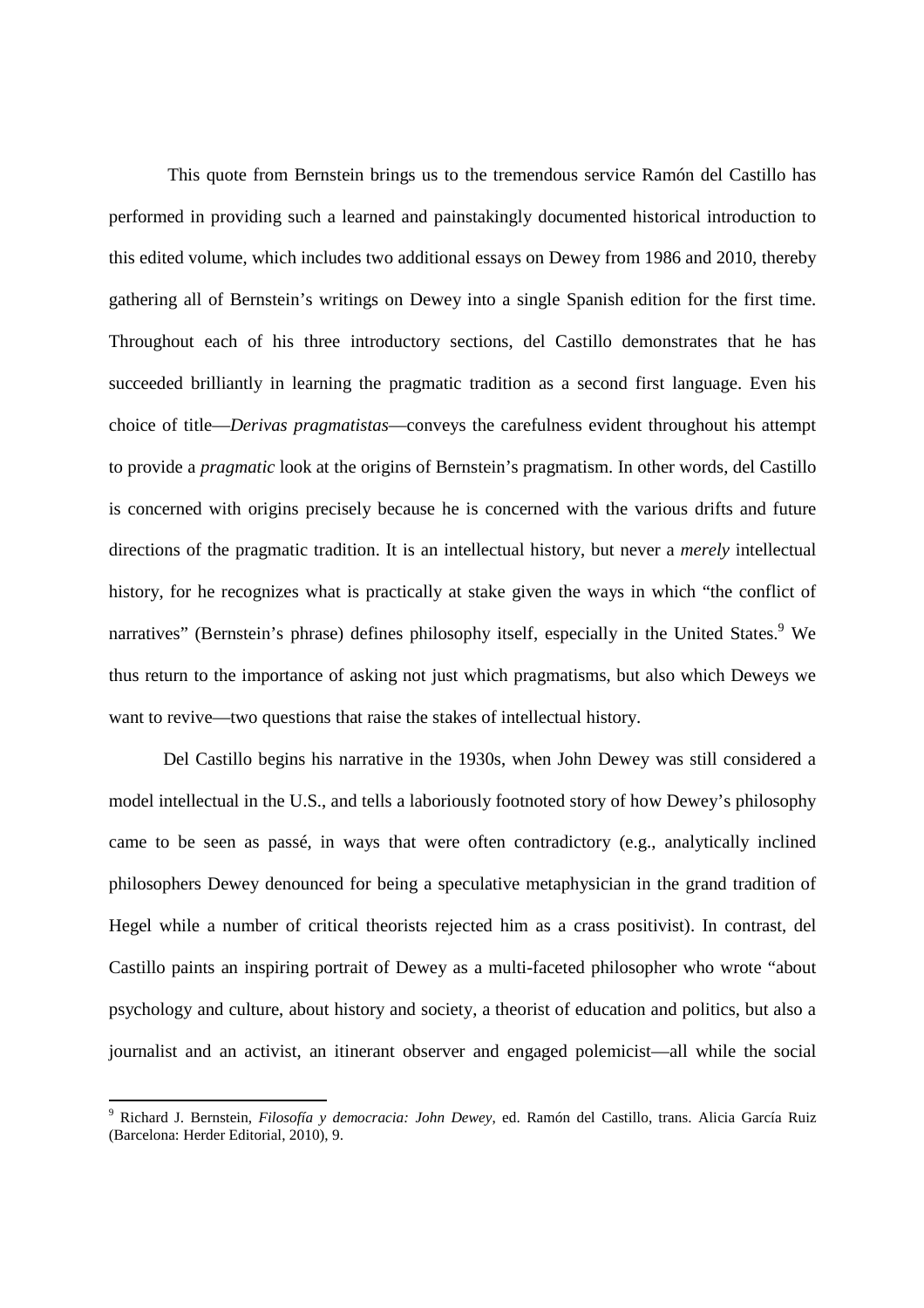This quote from Bernstein brings us to the tremendous service Ramón del Castillo has performed in providing such a learned and painstakingly documented historical introduction to this edited volume, which includes two additional essays on Dewey from 1986 and 2010, thereby gathering all of Bernstein's writings on Dewey into a single Spanish edition for the first time. Throughout each of his three introductory sections, del Castillo demonstrates that he has succeeded brilliantly in learning the pragmatic tradition as a second first language. Even his choice of title—*Derivas pragmatistas*—conveys the carefulness evident throughout his attempt to provide a *pragmatic* look at the origins of Bernstein's pragmatism. In other words, del Castillo is concerned with origins precisely because he is concerned with the various drifts and future directions of the pragmatic tradition. It is an intellectual history, but never a *merely* intellectual history, for he recognizes what is practically at stake given the ways in which "the conflict of narratives" (Bernstein's phrase) defines philosophy itself, especially in the United States.[9] We thus return to the importance of asking not just which pragmatisms, but also which Deweys we want to revive—two questions that raise the stakes of intellectual history.

Del Castillo begins his narrative in the 1930s, when John Dewey was still considered a model intellectual in the U.S., and tells a laboriously footnoted story of how Dewey's philosophy came to be seen as passé, in ways that were often contradictory (e.g., analytically inclined philosophers Dewey denounced for being a speculative metaphysician in the grand tradition of Hegel while a number of critical theorists rejected him as a crass positivist). In contrast, del Castillo paints an inspiring portrait of Dewey as a multi-faceted philosopher who wrote "about psychology and culture, about history and society, a theorist of education and politics, but also a journalist and an activist, an itinerant observer and engaged polemicist—all while the social

[9] Richard J. Bernstein, *Filosofía y democracia: John Dewey*, ed. Ramón del Castillo, trans. Alicia García Ruiz (Barcelona: Herder Editorial, 2010), 9.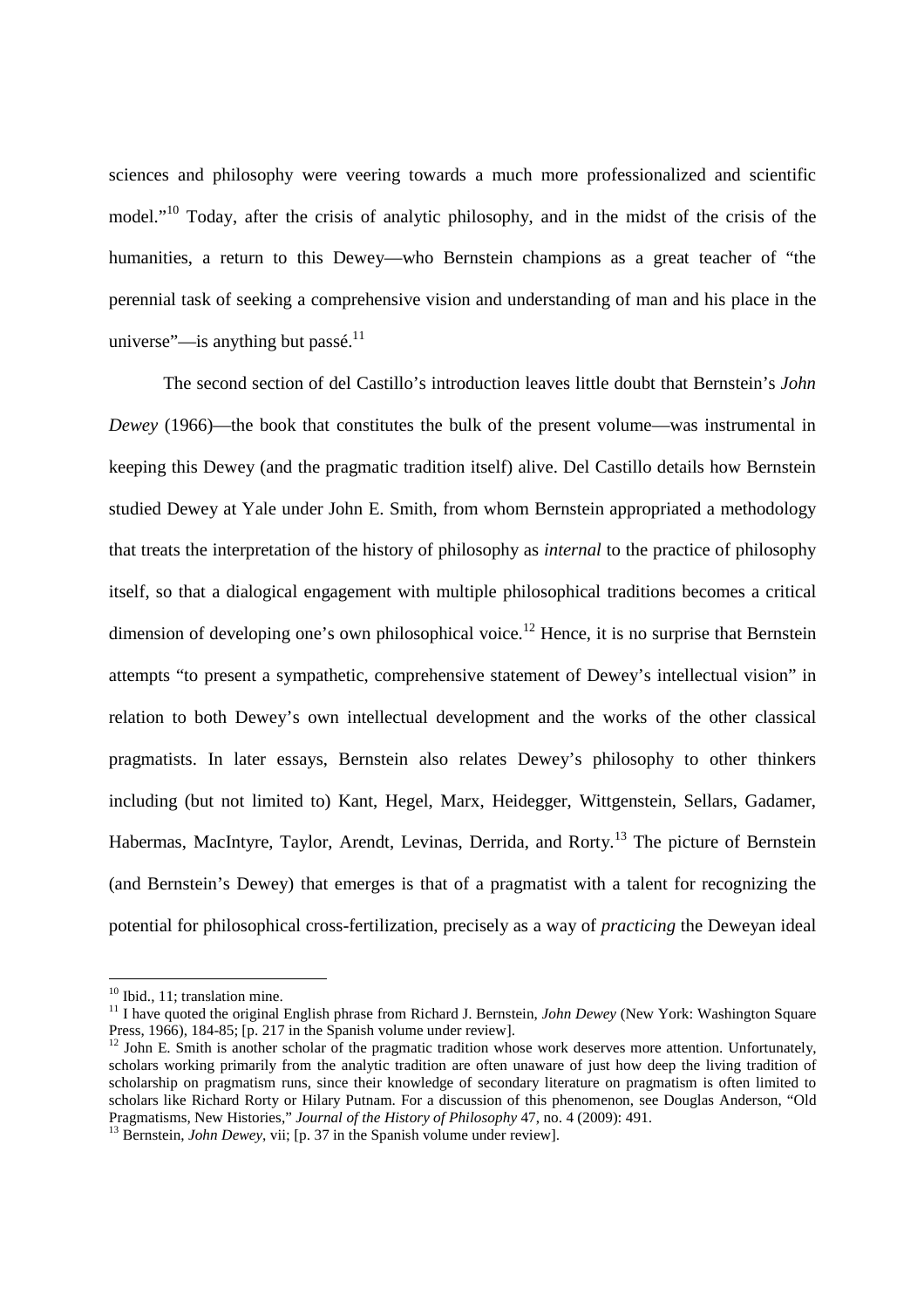sciences and philosophy were veering towards a much more professionalized and scientific model."[10] Today, after the crisis of analytic philosophy, and in the midst of the crisis of the humanities, a return to this Dewey—who Bernstein champions as a great teacher of "the perennial task of seeking a comprehensive vision and understanding of man and his place in the universe"—is anything but passé.[11]

The second section of del Castillo's introduction leaves little doubt that Bernstein's *John Dewey* (1966)—the book that constitutes the bulk of the present volume—was instrumental in keeping this Dewey (and the pragmatic tradition itself) alive. Del Castillo details how Bernstein studied Dewey at Yale under John E. Smith, from whom Bernstein appropriated a methodology that treats the interpretation of the history of philosophy as *internal* to the practice of philosophy itself, so that a dialogical engagement with multiple philosophical traditions becomes a critical dimension of developing one's own philosophical voice.[12] Hence, it is no surprise that Bernstein attempts "to present a sympathetic, comprehensive statement of Dewey's intellectual vision" in relation to both Dewey's own intellectual development and the works of the other classical pragmatists. In later essays, Bernstein also relates Dewey's philosophy to other thinkers including (but not limited to) Kant, Hegel, Marx, Heidegger, Wittgenstein, Sellars, Gadamer, Habermas, MacIntyre, Taylor, Arendt, Levinas, Derrida, and Rorty.[13] The picture of Bernstein (and Bernstein's Dewey) that emerges is that of a pragmatist with a talent for recognizing the potential for philosophical cross-fertilization, precisely as a way of *practicing* the Deweyan ideal

---

[10] Ibid., 11; translation mine.

[11] I have quoted the original English phrase from Richard J. Bernstein, *John Dewey* (New York: Washington Square Press, 1966), 184-85; [p. 217 in the Spanish volume under review].

[12] John E. Smith is another scholar of the pragmatic tradition whose work deserves more attention. Unfortunately, scholars working primarily from the analytic tradition are often unaware of just how deep the living tradition of scholarship on pragmatism runs, since their knowledge of secondary literature on pragmatism is often limited to scholars like Richard Rorty or Hilary Putnam. For a discussion of this phenomenon, see Douglas Anderson, "Old Pragmatisms, New Histories," *Journal of the History of Philosophy* 47, no. 4 (2009): 491.

[13] Bernstein, *John Dewey*, vii; [p. 37 in the Spanish volume under review].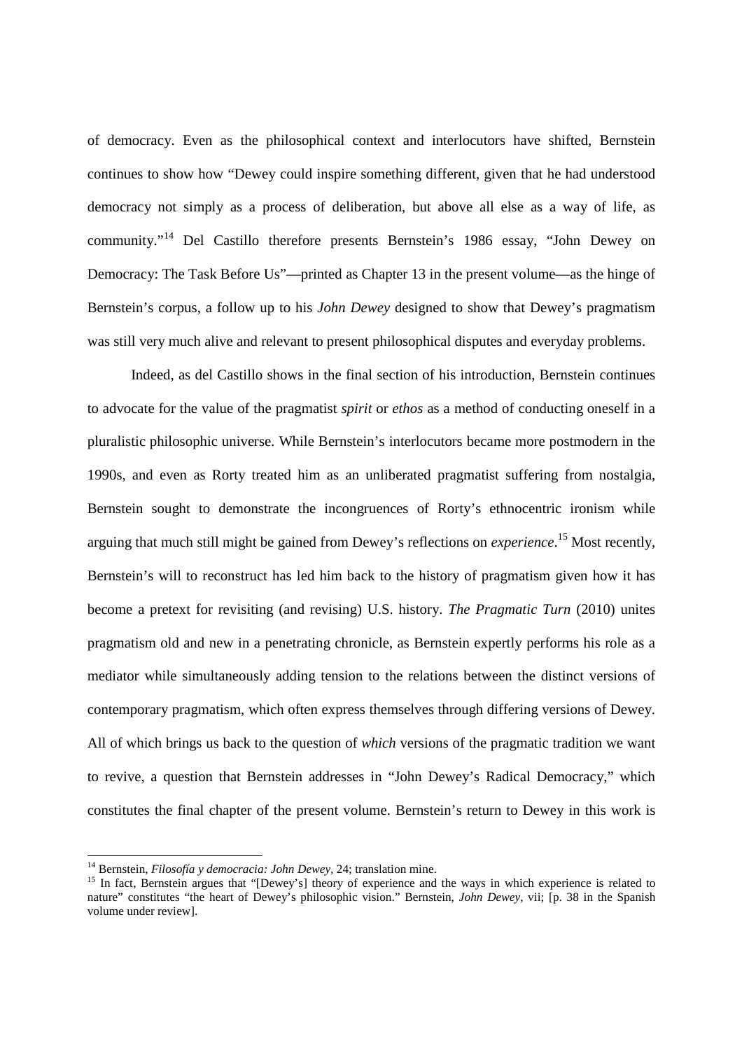of democracy. Even as the philosophical context and interlocutors have shifted, Bernstein continues to show how "Dewey could inspire something different, given that he had understood democracy not simply as a process of deliberation, but above all else as a way of life, as community."[14] Del Castillo therefore presents Bernstein's 1986 essay, "John Dewey on Democracy: The Task Before Us"—printed as Chapter 13 in the present volume—as the hinge of Bernstein's corpus, a follow up to his *John Dewey* designed to show that Dewey's pragmatism was still very much alive and relevant to present philosophical disputes and everyday problems.

Indeed, as del Castillo shows in the final section of his introduction, Bernstein continues to advocate for the value of the pragmatist *spirit* or *ethos* as a method of conducting oneself in a pluralistic philosophic universe. While Bernstein's interlocutors became more postmodern in the 1990s, and even as Rorty treated him as an unliberated pragmatist suffering from nostalgia, Bernstein sought to demonstrate the incongruences of Rorty's ethnocentric ironism while arguing that much still might be gained from Dewey's reflections on *experience*.[15] Most recently, Bernstein's will to reconstruct has led him back to the history of pragmatism given how it has become a pretext for revisiting (and revising) U.S. history. *The Pragmatic Turn* (2010) unites pragmatism old and new in a penetrating chronicle, as Bernstein expertly performs his role as a mediator while simultaneously adding tension to the relations between the distinct versions of contemporary pragmatism, which often express themselves through differing versions of Dewey. All of which brings us back to the question of *which* versions of the pragmatic tradition we want to revive, a question that Bernstein addresses in "John Dewey's Radical Democracy," which constitutes the final chapter of the present volume. Bernstein's return to Dewey in this work is

---

[14] Bernstein, *Filosofía y democracia: John Dewey*, 24; translation mine.

[15] In fact, Bernstein argues that "[Dewey's] theory of experience and the ways in which experience is related to nature" constitutes "the heart of Dewey's philosophic vision." Bernstein, *John Dewey*, vii; [p. 38 in the Spanish volume under review].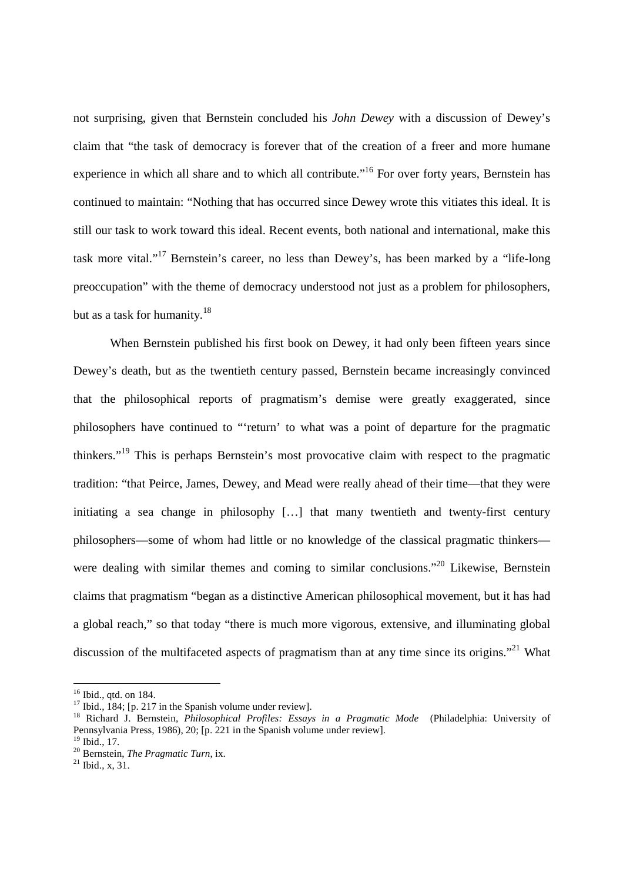not surprising, given that Bernstein concluded his *John Dewey* with a discussion of Dewey's claim that "the task of democracy is forever that of the creation of a freer and more humane experience in which all share and to which all contribute."[16] For over forty years, Bernstein has continued to maintain: "Nothing that has occurred since Dewey wrote this vitiates this ideal. It is still our task to work toward this ideal. Recent events, both national and international, make this task more vital."[17] Bernstein's career, no less than Dewey's, has been marked by a "life-long preoccupation" with the theme of democracy understood not just as a problem for philosophers, but as a task for humanity.[18]

When Bernstein published his first book on Dewey, it had only been fifteen years since Dewey's death, but as the twentieth century passed, Bernstein became increasingly convinced that the philosophical reports of pragmatism's demise were greatly exaggerated, since philosophers have continued to "'return' to what was a point of departure for the pragmatic thinkers."[19] This is perhaps Bernstein's most provocative claim with respect to the pragmatic tradition: "that Peirce, James, Dewey, and Mead were really ahead of their time—that they were initiating a sea change in philosophy […] that many twentieth and twenty-first century philosophers—some of whom had little or no knowledge of the classical pragmatic thinkers—were dealing with similar themes and coming to similar conclusions."[20] Likewise, Bernstein claims that pragmatism "began as a distinctive American philosophical movement, but it has had a global reach," so that today "there is much more vigorous, extensive, and illuminating global discussion of the multifaceted aspects of pragmatism than at any time since its origins."[21] What

---

[16] Ibid., qtd. on 184.

[17] Ibid., 184; [p. 217 in the Spanish volume under review].

[18] Richard J. Bernstein, *Philosophical Profiles: Essays in a Pragmatic Mode* (Philadelphia: University of Pennsylvania Press, 1986), 20; [p. 221 in the Spanish volume under review].

[19] Ibid., 17.

[20] Bernstein, *The Pragmatic Turn*, ix.

[21] Ibid., x, 31.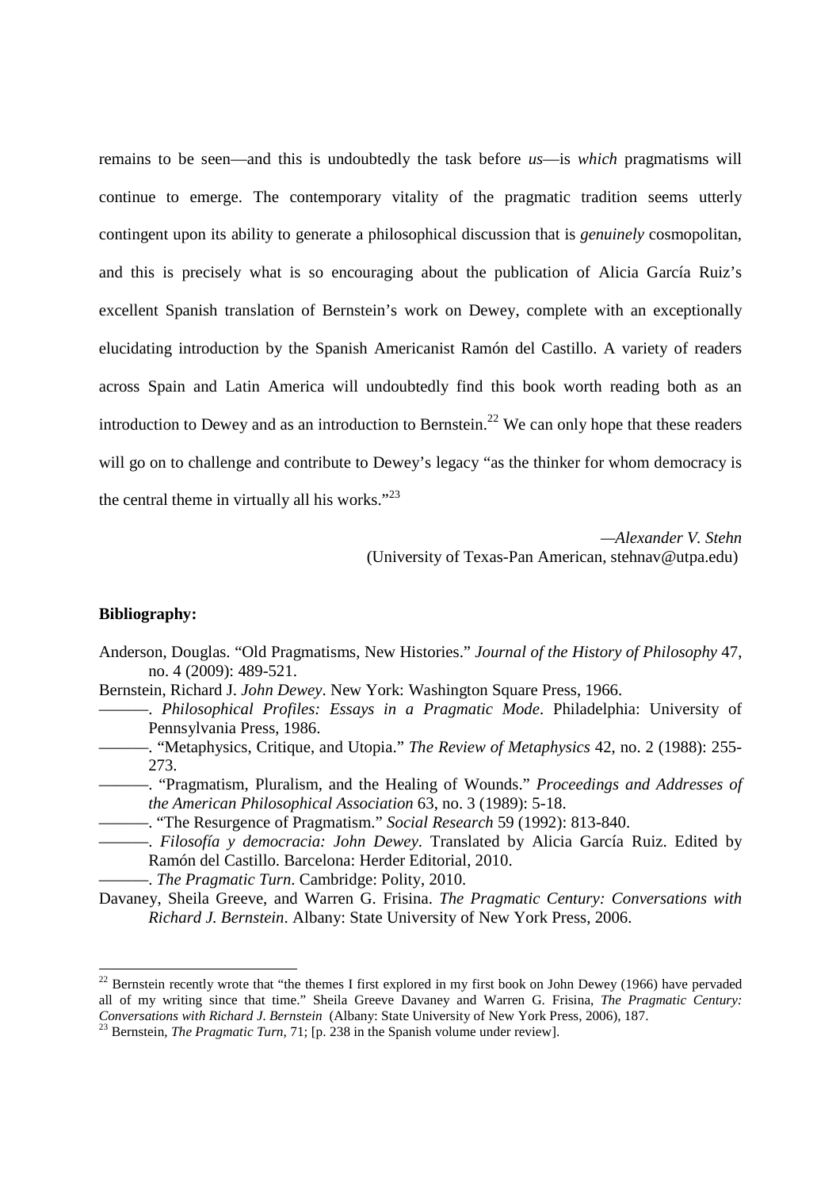remains to be seen—and this is undoubtedly the task before *us*—is *which* pragmatisms will continue to emerge. The contemporary vitality of the pragmatic tradition seems utterly contingent upon its ability to generate a philosophical discussion that is *genuinely* cosmopolitan, and this is precisely what is so encouraging about the publication of Alicia García Ruiz's excellent Spanish translation of Bernstein's work on Dewey, complete with an exceptionally elucidating introduction by the Spanish Americanist Ramón del Castillo. A variety of readers across Spain and Latin America will undoubtedly find this book worth reading both as an introduction to Dewey and as an introduction to Bernstein.[22] We can only hope that these readers will go on to challenge and contribute to Dewey's legacy "as the thinker for whom democracy is the central theme in virtually all his works."[23]

—*Alexander V. Stehn*
(University of Texas-Pan American, stehnav@utpa.edu)

**Bibliography:**

Anderson, Douglas. "Old Pragmatisms, New Histories." *Journal of the History of Philosophy* 47, no. 4 (2009): 489-521.

Bernstein, Richard J. *John Dewey*. New York: Washington Square Press, 1966.

———. *Philosophical Profiles: Essays in a Pragmatic Mode*. Philadelphia: University of Pennsylvania Press, 1986.

———. "Metaphysics, Critique, and Utopia." *The Review of Metaphysics* 42, no. 2 (1988): 255-273.

———. "Pragmatism, Pluralism, and the Healing of Wounds." *Proceedings and Addresses of the American Philosophical Association* 63, no. 3 (1989): 5-18.

———. "The Resurgence of Pragmatism." *Social Research* 59 (1992): 813-840.

———. *Filosofía y democracia: John Dewey*. Translated by Alicia García Ruiz. Edited by Ramón del Castillo. Barcelona: Herder Editorial, 2010.

———. *The Pragmatic Turn*. Cambridge: Polity, 2010.

Davaney, Sheila Greeve, and Warren G. Frisina. *The Pragmatic Century: Conversations with Richard J. Bernstein*. Albany: State University of New York Press, 2006.

---

[22] Bernstein recently wrote that "the themes I first explored in my first book on John Dewey (1966) have pervaded all of my writing since that time." Sheila Greeve Davaney and Warren G. Frisina, *The Pragmatic Century: Conversations with Richard J. Bernstein* (Albany: State University of New York Press, 2006), 187.

[23] Bernstein, *The Pragmatic Turn*, 71; [p. 238 in the Spanish volume under review].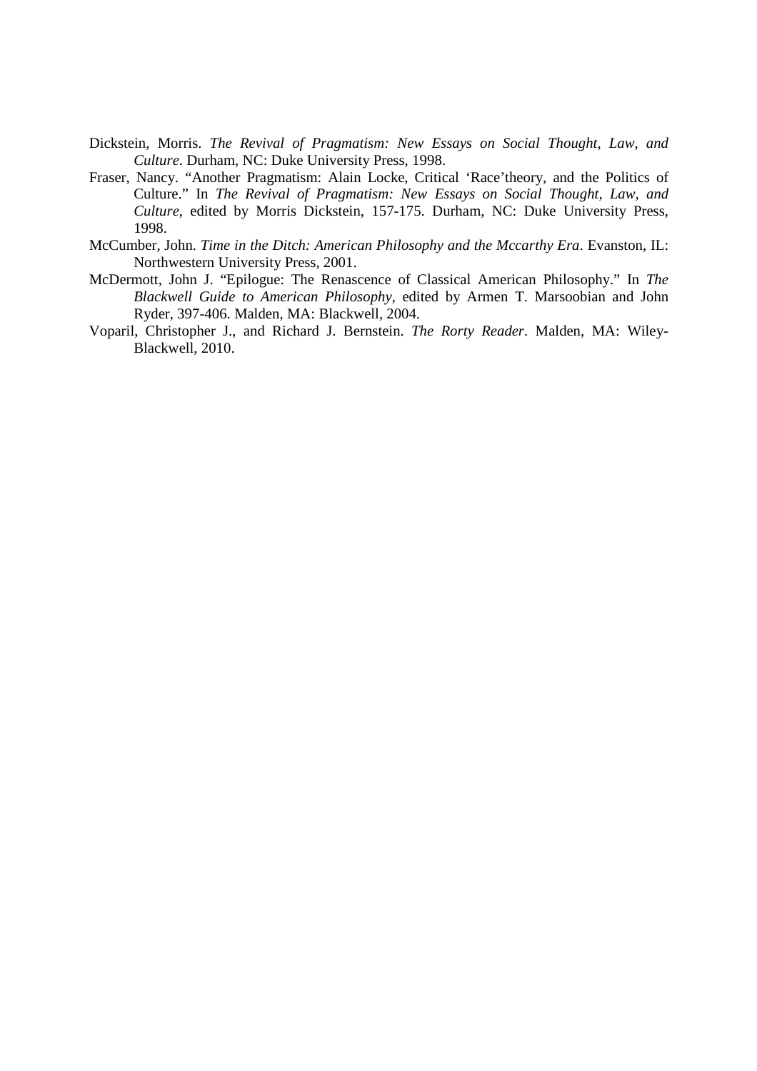Dickstein, Morris. *The Revival of Pragmatism: New Essays on Social Thought, Law, and Culture*. Durham, NC: Duke University Press, 1998.

Fraser, Nancy. "Another Pragmatism: Alain Locke, Critical 'Race'theory, and the Politics of Culture." In *The Revival of Pragmatism: New Essays on Social Thought, Law, and Culture*, edited by Morris Dickstein, 157-175. Durham, NC: Duke University Press, 1998.

McCumber, John. *Time in the Ditch: American Philosophy and the Mccarthy Era*. Evanston, IL: Northwestern University Press, 2001.

McDermott, John J. "Epilogue: The Renascence of Classical American Philosophy." In *The Blackwell Guide to American Philosophy*, edited by Armen T. Marsoobian and John Ryder, 397-406. Malden, MA: Blackwell, 2004.

Voparil, Christopher J., and Richard J. Bernstein. *The Rorty Reader*. Malden, MA: Wiley-Blackwell, 2010.